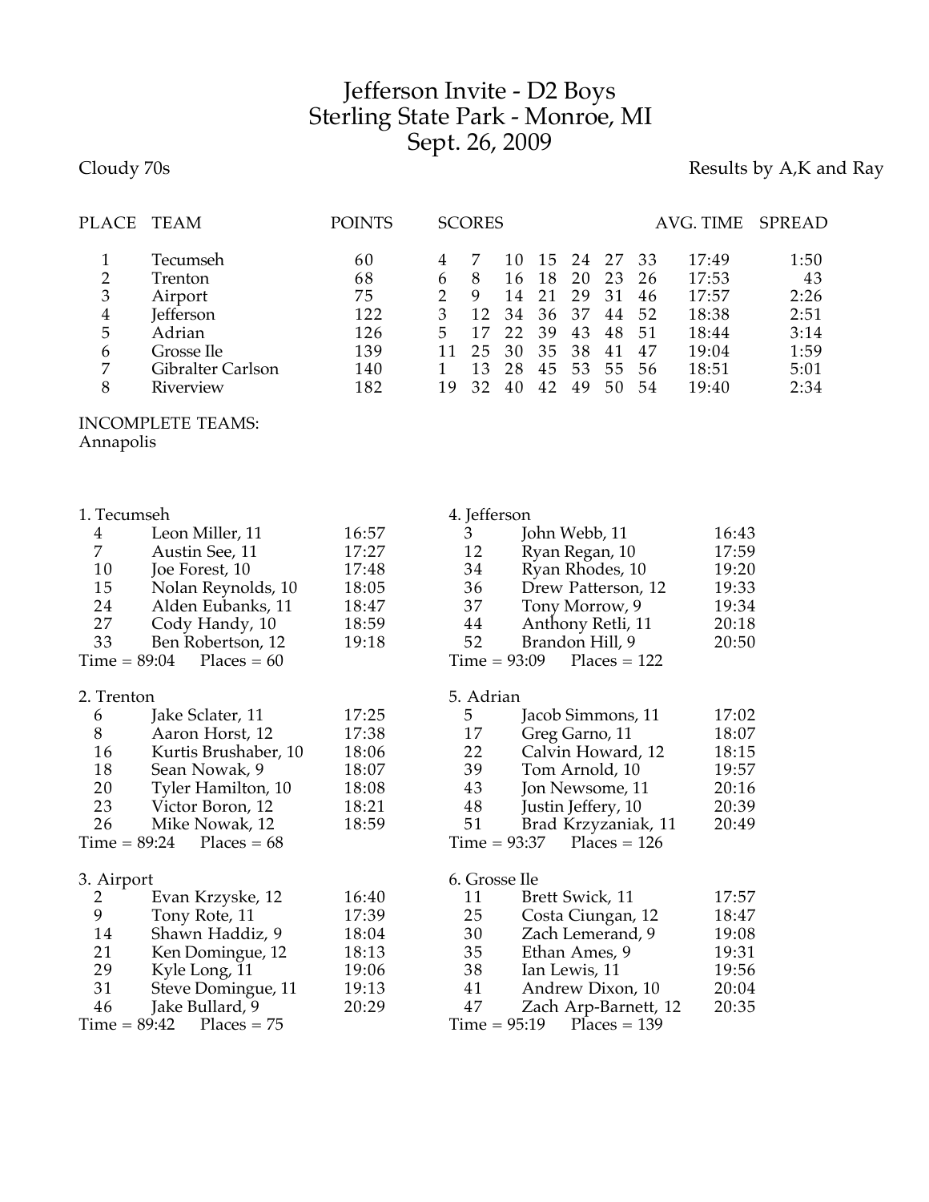# Jefferson Invite - D2 Boys
## Sterling State Park - Monroe, MI
## Sept. 26, 2009

Cloudy 70s

Results by A,K and Ray

| PLACE | TEAM | POINTS | SCORES | | | | | | | AVG. TIME | SPREAD |
|---|---|---|---|---|---|---|---|---|---|---|---|
| 1 | Tecumseh | 60 | 4 | 7 | 10 | 15 | 24 | 27 | 33 | 17:49 | 1:50 |
| 2 | Trenton | 68 | 6 | 8 | 16 | 18 | 20 | 23 | 26 | 17:53 | 43 |
| 3 | Airport | 75 | 2 | 9 | 14 | 21 | 29 | 31 | 46 | 17:57 | 2:26 |
| 4 | Jefferson | 122 | 3 | 12 | 34 | 36 | 37 | 44 | 52 | 18:38 | 2:51 |
| 5 | Adrian | 126 | 5 | 17 | 22 | 39 | 43 | 48 | 51 | 18:44 | 3:14 |
| 6 | Grosse Ile | 139 | 11 | 25 | 30 | 35 | 38 | 41 | 47 | 19:04 | 1:59 |
| 7 | Gibralter Carlson | 140 | 1 | 13 | 28 | 45 | 53 | 55 | 56 | 18:51 | 5:01 |
| 8 | Riverview | 182 | 19 | 32 | 40 | 42 | 49 | 50 | 54 | 19:40 | 2:34 |

INCOMPLETE TEAMS:
Annapolis

**1. Tecumseh**

| Place | Name | Time |
|---|---|---|
| 4 | Leon Miller, 11 | 16:57 |
| 7 | Austin See, 11 | 17:27 |
| 10 | Joe Forest, 10 | 17:48 |
| 15 | Nolan Reynolds, 10 | 18:05 |
| 24 | Alden Eubanks, 11 | 18:47 |
| 27 | Cody Handy, 10 | 18:59 |
| 33 | Ben Robertson, 12 | 19:18 |

Time = 89:04 Places = 60

**2. Trenton**

| Place | Name | Time |
|---|---|---|
| 6 | Jake Sclater, 11 | 17:25 |
| 8 | Aaron Horst, 12 | 17:38 |
| 16 | Kurtis Brushaber, 10 | 18:06 |
| 18 | Sean Nowak, 9 | 18:07 |
| 20 | Tyler Hamilton, 10 | 18:08 |
| 23 | Victor Boron, 12 | 18:21 |
| 26 | Mike Nowak, 12 | 18:59 |

Time = 89:24 Places = 68

**3. Airport**

| Place | Name | Time |
|---|---|---|
| 2 | Evan Krzyske, 12 | 16:40 |
| 9 | Tony Rote, 11 | 17:39 |
| 14 | Shawn Haddiz, 9 | 18:04 |
| 21 | Ken Domingue, 12 | 18:13 |
| 29 | Kyle Long, 11 | 19:06 |
| 31 | Steve Domingue, 11 | 19:13 |
| 46 | Jake Bullard, 9 | 20:29 |

Time = 89:42 Places = 75

**4. Jefferson**

| Place | Name | Time |
|---|---|---|
| 3 | John Webb, 11 | 16:43 |
| 12 | Ryan Regan, 10 | 17:59 |
| 34 | Ryan Rhodes, 10 | 19:20 |
| 36 | Drew Patterson, 12 | 19:33 |
| 37 | Tony Morrow, 9 | 19:34 |
| 44 | Anthony Retli, 11 | 20:18 |
| 52 | Brandon Hill, 9 | 20:50 |

Time = 93:09 Places = 122

**5. Adrian**

| Place | Name | Time |
|---|---|---|
| 5 | Jacob Simmons, 11 | 17:02 |
| 17 | Greg Garno, 11 | 18:07 |
| 22 | Calvin Howard, 12 | 18:15 |
| 39 | Tom Arnold, 10 | 19:57 |
| 43 | Jon Newsome, 11 | 20:16 |
| 48 | Justin Jeffery, 10 | 20:39 |
| 51 | Brad Krzyzaniak, 11 | 20:49 |

Time = 93:37 Places = 126

**6. Grosse Ile**

| Place | Name | Time |
|---|---|---|
| 11 | Brett Swick, 11 | 17:57 |
| 25 | Costa Ciungan, 12 | 18:47 |
| 30 | Zach Lemerand, 9 | 19:08 |
| 35 | Ethan Ames, 9 | 19:31 |
| 38 | Ian Lewis, 11 | 19:56 |
| 41 | Andrew Dixon, 10 | 20:04 |
| 47 | Zach Arp-Barnett, 12 | 20:35 |

Time = 95:19 Places = 139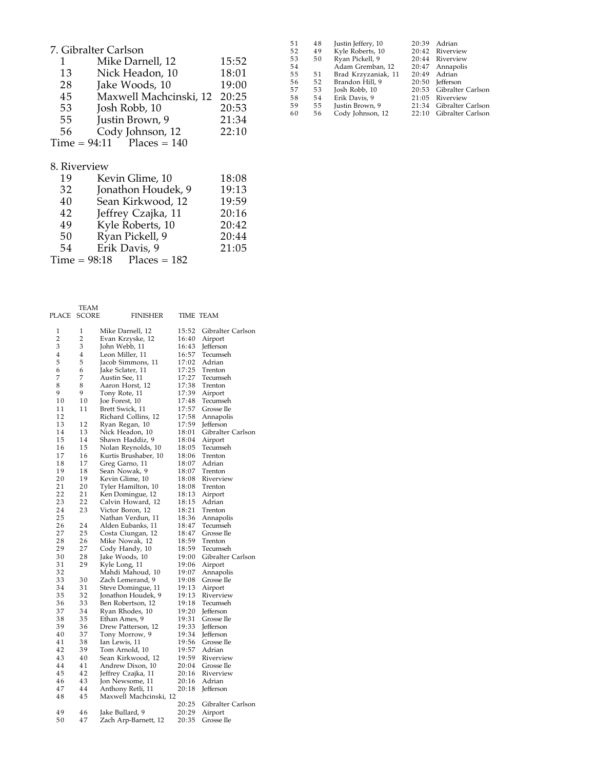7. Gibralter Carlson

| | | |
|---|---|---|
| 1 | Mike Darnell, 12 | 15:52 |
| 13 | Nick Headon, 10 | 18:01 |
| 28 | Jake Woods, 10 | 19:00 |
| 45 | Maxwell Machcinski, 12 | 20:25 |
| 53 | Josh Robb, 10 | 20:53 |
| 55 | Justin Brown, 9 | 21:34 |
| 56 | Cody Johnson, 12 | 22:10 |

Time = 94:11     Places = 140

8. Riverview

| | | |
|---|---|---|
| 19 | Kevin Glime, 10 | 18:08 |
| 32 | Jonathon Houdek, 9 | 19:13 |
| 40 | Sean Kirkwood, 12 | 19:59 |
| 42 | Jeffrey Czajka, 11 | 20:16 |
| 49 | Kyle Roberts, 10 | 20:42 |
| 50 | Ryan Pickell, 9 | 20:44 |
| 54 | Erik Davis, 9 | 21:05 |

Time = 98:18     Places = 182

| PLACE | TEAM SCORE | FINISHER | TIME | TEAM |
|---|---|---|---|---|
| 1 | 1 | Mike Darnell, 12 | 15:52 | Gibralter Carlson |
| 2 | 2 | Evan Krzyske, 12 | 16:40 | Airport |
| 3 | 3 | John Webb, 11 | 16:43 | Jefferson |
| 4 | 4 | Leon Miller, 11 | 16:57 | Tecumseh |
| 5 | 5 | Jacob Simmons, 11 | 17:02 | Adrian |
| 6 | 6 | Jake Sclater, 11 | 17:25 | Trenton |
| 7 | 7 | Austin See, 11 | 17:27 | Tecumseh |
| 8 | 8 | Aaron Horst, 12 | 17:38 | Trenton |
| 9 | 9 | Tony Rote, 11 | 17:39 | Airport |
| 10 | 10 | Joe Forest, 10 | 17:48 | Tecumseh |
| 11 | 11 | Brett Swick, 11 | 17:57 | Grosse Ile |
| 12 | | Richard Collins, 12 | 17:58 | Annapolis |
| 13 | 12 | Ryan Regan, 10 | 17:59 | Jefferson |
| 14 | 13 | Nick Headon, 10 | 18:01 | Gibralter Carlson |
| 15 | 14 | Shawn Haddiz, 9 | 18:04 | Airport |
| 16 | 15 | Nolan Reynolds, 10 | 18:05 | Tecumseh |
| 17 | 16 | Kurtis Brushaber, 10 | 18:06 | Trenton |
| 18 | 17 | Greg Garno, 11 | 18:07 | Adrian |
| 19 | 18 | Sean Nowak, 9 | 18:07 | Trenton |
| 20 | 19 | Kevin Glime, 10 | 18:08 | Riverview |
| 21 | 20 | Tyler Hamilton, 10 | 18:08 | Trenton |
| 22 | 21 | Ken Domingue, 12 | 18:13 | Airport |
| 23 | 22 | Calvin Howard, 12 | 18:15 | Adrian |
| 24 | 23 | Victor Boron, 12 | 18:21 | Trenton |
| 25 | | Nathan Verdun, 11 | 18:36 | Annapolis |
| 26 | 24 | Alden Eubanks, 11 | 18:47 | Tecumseh |
| 27 | 25 | Costa Ciungan, 12 | 18:47 | Grosse Ile |
| 28 | 26 | Mike Nowak, 12 | 18:59 | Trenton |
| 29 | 27 | Cody Handy, 10 | 18:59 | Tecumseh |
| 30 | 28 | Jake Woods, 10 | 19:00 | Gibralter Carlson |
| 31 | 29 | Kyle Long, 11 | 19:06 | Airport |
| 32 | | Mahdi Mahoud, 10 | 19:07 | Annapolis |
| 33 | 30 | Zach Lemerand, 9 | 19:08 | Grosse Ile |
| 34 | 31 | Steve Domingue, 11 | 19:13 | Airport |
| 35 | 32 | Jonathon Houdek, 9 | 19:13 | Riverview |
| 36 | 33 | Ben Robertson, 12 | 19:18 | Tecumseh |
| 37 | 34 | Ryan Rhodes, 10 | 19:20 | Jefferson |
| 38 | 35 | Ethan Ames, 9 | 19:31 | Grosse Ile |
| 39 | 36 | Drew Patterson, 12 | 19:33 | Jefferson |
| 40 | 37 | Tony Morrow, 9 | 19:34 | Jefferson |
| 41 | 38 | Ian Lewis, 11 | 19:56 | Grosse Ile |
| 42 | 39 | Tom Arnold, 10 | 19:57 | Adrian |
| 43 | 40 | Sean Kirkwood, 12 | 19:59 | Riverview |
| 44 | 41 | Andrew Dixon, 10 | 20:04 | Grosse Ile |
| 45 | 42 | Jeffrey Czajka, 11 | 20:16 | Riverview |
| 46 | 43 | Jon Newsome, 11 | 20:16 | Adrian |
| 47 | 44 | Anthony Retli, 11 | 20:18 | Jefferson |
| 48 | 45 | Maxwell Machcinski, 12 | 20:25 | Gibralter Carlson |
| 49 | 46 | Jake Bullard, 9 | 20:29 | Airport |
| 50 | 47 | Zach Arp-Barnett, 12 | 20:35 | Grosse Ile |
| 51 | 48 | Justin Jeffery, 10 | 20:39 | Adrian |
| 52 | 49 | Kyle Roberts, 10 | 20:42 | Riverview |
| 53 | 50 | Ryan Pickell, 9 | 20:44 | Riverview |
| 54 | | Adam Gremban, 12 | 20:47 | Annapolis |
| 55 | 51 | Brad Krzyzaniak, 11 | 20:49 | Adrian |
| 56 | 52 | Brandon Hill, 9 | 20:50 | Jefferson |
| 57 | 53 | Josh Robb, 10 | 20:53 | Gibralter Carlson |
| 58 | 54 | Erik Davis, 9 | 21:05 | Riverview |
| 59 | 55 | Justin Brown, 9 | 21:34 | Gibralter Carlson |
| 60 | 56 | Cody Johnson, 12 | 22:10 | Gibralter Carlson |